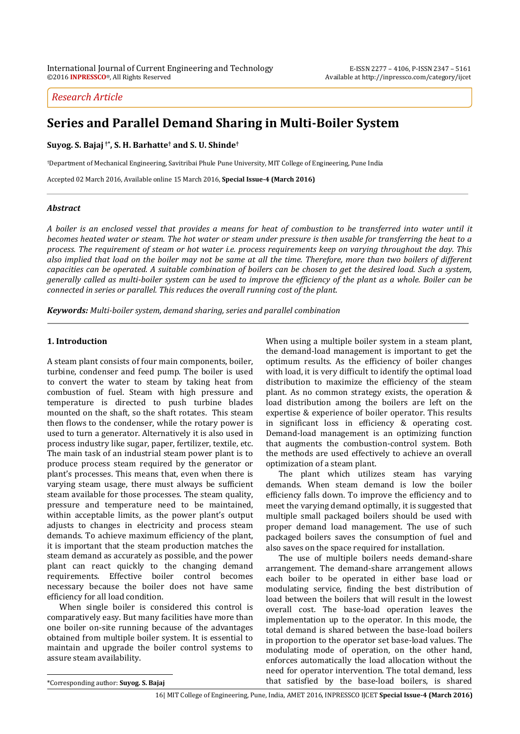*Research Article*

# Series and Parallel Demand Sharing in Multi-Boiler System

**Suyog. S. Bajaj [†*], S. H. Barhatte[†] and S. U. Shinde[†]**

[†]Department of Mechanical Engineering, Savitribai Phule Pune University, MIT College of Engineering, Pune India

Accepted 02 March 2016, Available online 15 March 2016, **Special Issue-4 (March 2016)**

## *Abstract*

*A boiler is an enclosed vessel that provides a means for heat of combustion to be transferred into water until it becomes heated water or steam. The hot water or steam under pressure is then usable for transferring the heat to a process. The requirement of steam or hot water i.e. process requirements keep on varying throughout the day. This also implied that load on the boiler may not be same at all the time. Therefore, more than two boilers of different capacities can be operated. A suitable combination of boilers can be chosen to get the desired load. Such a system, generally called as multi-boiler system can be used to improve the efficiency of the plant as a whole. Boiler can be connected in series or parallel. This reduces the overall running cost of the plant.*

***Keywords:*** *Multi-boiler system, demand sharing, series and parallel combination*

## 1. Introduction

A steam plant consists of four main components, boiler, turbine, condenser and feed pump. The boiler is used to convert the water to steam by taking heat from combustion of fuel. Steam with high pressure and temperature is directed to push turbine blades mounted on the shaft, so the shaft rotates. This steam then flows to the condenser, while the rotary power is used to turn a generator. Alternatively it is also used in process industry like sugar, paper, fertilizer, textile, etc. The main task of an industrial steam power plant is to produce process steam required by the generator or plant's processes. This means that, even when there is varying steam usage, there must always be sufficient steam available for those processes. The steam quality, pressure and temperature need to be maintained, within acceptable limits, as the power plant's output adjusts to changes in electricity and process steam demands. To achieve maximum efficiency of the plant, it is important that the steam production matches the steam demand as accurately as possible, and the power plant can react quickly to the changing demand requirements. Effective boiler control becomes necessary because the boiler does not have same efficiency for all load condition.

When single boiler is considered this control is comparatively easy. But many facilities have more than one boiler on-site running because of the advantages obtained from multiple boiler system. It is essential to maintain and upgrade the boiler control systems to assure steam availability.

When using a multiple boiler system in a steam plant, the demand-load management is important to get the optimum results. As the efficiency of boiler changes with load, it is very difficult to identify the optimal load distribution to maximize the efficiency of the steam plant. As no common strategy exists, the operation & load distribution among the boilers are left on the expertise & experience of boiler operator. This results in significant loss in efficiency & operating cost. Demand-load management is an optimizing function that augments the combustion-control system. Both the methods are used effectively to achieve an overall optimization of a steam plant.

The plant which utilizes steam has varying demands. When steam demand is low the boiler efficiency falls down. To improve the efficiency and to meet the varying demand optimally, it is suggested that multiple small packaged boilers should be used with proper demand load management. The use of such packaged boilers saves the consumption of fuel and also saves on the space required for installation.

The use of multiple boilers needs demand-share arrangement. The demand-share arrangement allows each boiler to be operated in either base load or modulating service, finding the best distribution of load between the boilers that will result in the lowest overall cost. The base-load operation leaves the implementation up to the operator. In this mode, the total demand is shared between the base-load boilers in proportion to the operator set base-load values. The modulating mode of operation, on the other hand, enforces automatically the load allocation without the need for operator intervention. The total demand, less that satisfied by the base-load boilers, is shared

*Corresponding author: **Suyog. S. Bajaj**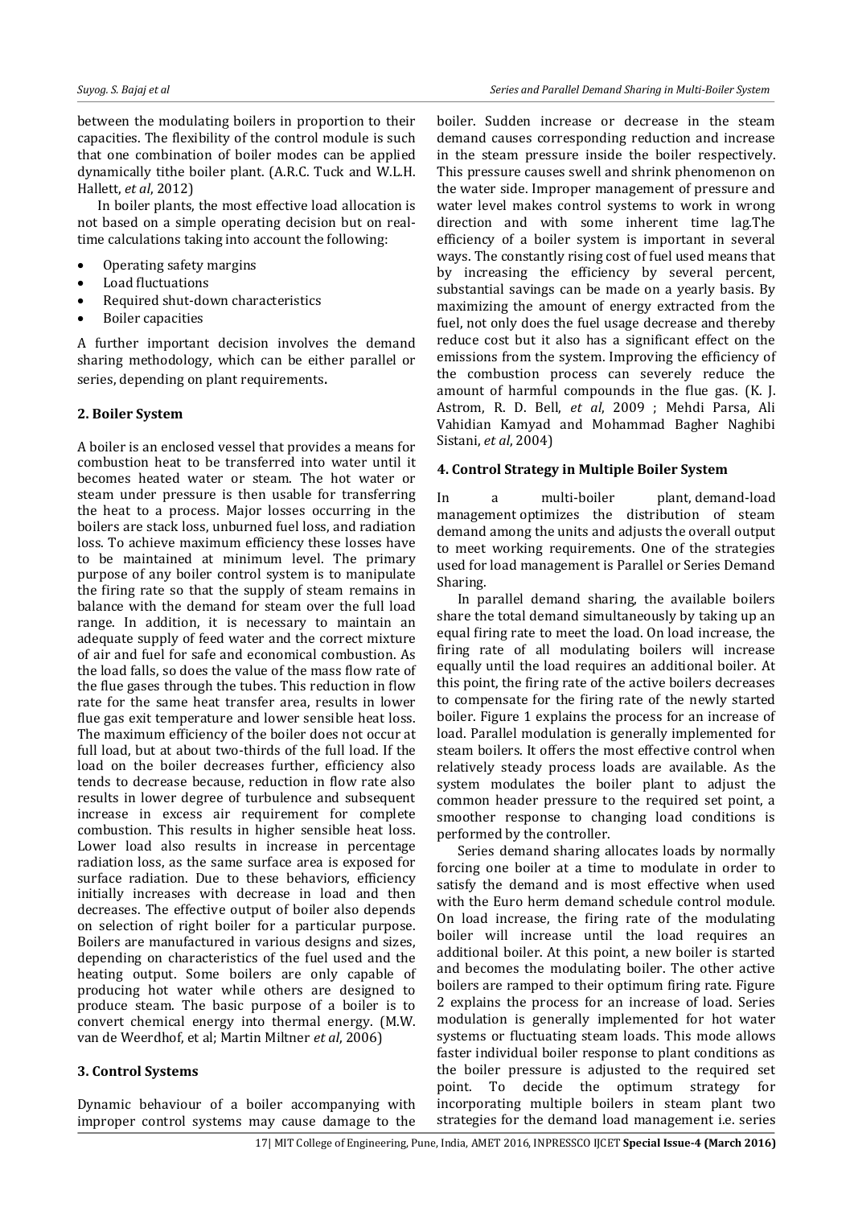between the modulating boilers in proportion to their capacities. The flexibility of the control module is such that one combination of boiler modes can be applied dynamically tithe boiler plant. (A.R.C. Tuck and W.L.H. Hallett, *et al*, 2012)

In boiler plants, the most effective load allocation is not based on a simple operating decision but on real-time calculations taking into account the following:

- Operating safety margins
- Load fluctuations
- Required shut-down characteristics
- Boiler capacities

A further important decision involves the demand sharing methodology, which can be either parallel or series, depending on plant requirements.

## 2. Boiler System

A boiler is an enclosed vessel that provides a means for combustion heat to be transferred into water until it becomes heated water or steam. The hot water or steam under pressure is then usable for transferring the heat to a process. Major losses occurring in the boilers are stack loss, unburned fuel loss, and radiation loss. To achieve maximum efficiency these losses have to be maintained at minimum level. The primary purpose of any boiler control system is to manipulate the firing rate so that the supply of steam remains in balance with the demand for steam over the full load range. In addition, it is necessary to maintain an adequate supply of feed water and the correct mixture of air and fuel for safe and economical combustion. As the load falls, so does the value of the mass flow rate of the flue gases through the tubes. This reduction in flow rate for the same heat transfer area, results in lower flue gas exit temperature and lower sensible heat loss. The maximum efficiency of the boiler does not occur at full load, but at about two-thirds of the full load. If the load on the boiler decreases further, efficiency also tends to decrease because, reduction in flow rate also results in lower degree of turbulence and subsequent increase in excess air requirement for complete combustion. This results in higher sensible heat loss. Lower load also results in increase in percentage radiation loss, as the same surface area is exposed for surface radiation. Due to these behaviors, efficiency initially increases with decrease in load and then decreases. The effective output of boiler also depends on selection of right boiler for a particular purpose. Boilers are manufactured in various designs and sizes, depending on characteristics of the fuel used and the heating output. Some boilers are only capable of producing hot water while others are designed to produce steam. The basic purpose of a boiler is to convert chemical energy into thermal energy. (M.W. van de Weerdhof, et al; Martin Miltner *et al*, 2006)

## 3. Control Systems

Dynamic behaviour of a boiler accompanying with improper control systems may cause damage to the boiler. Sudden increase or decrease in the steam demand causes corresponding reduction and increase in the steam pressure inside the boiler respectively. This pressure causes swell and shrink phenomenon on the water side. Improper management of pressure and water level makes control systems to work in wrong direction and with some inherent time lag.The efficiency of a boiler system is important in several ways. The constantly rising cost of fuel used means that by increasing the efficiency by several percent, substantial savings can be made on a yearly basis. By maximizing the amount of energy extracted from the fuel, not only does the fuel usage decrease and thereby reduce cost but it also has a significant effect on the emissions from the system. Improving the efficiency of the combustion process can severely reduce the amount of harmful compounds in the flue gas. (K. J. Astrom, R. D. Bell, *et al*, 2009 ; Mehdi Parsa, Ali Vahidian Kamyad and Mohammad Bagher Naghibi Sistani, *et al*, 2004)

## 4. Control Strategy in Multiple Boiler System

In a multi-boiler plant, demand-load management optimizes the distribution of steam demand among the units and adjusts the overall output to meet working requirements. One of the strategies used for load management is Parallel or Series Demand Sharing.

In parallel demand sharing, the available boilers share the total demand simultaneously by taking up an equal firing rate to meet the load. On load increase, the firing rate of all modulating boilers will increase equally until the load requires an additional boiler. At this point, the firing rate of the active boilers decreases to compensate for the firing rate of the newly started boiler. Figure 1 explains the process for an increase of load. Parallel modulation is generally implemented for steam boilers. It offers the most effective control when relatively steady process loads are available. As the system modulates the boiler plant to adjust the common header pressure to the required set point, a smoother response to changing load conditions is performed by the controller.

Series demand sharing allocates loads by normally forcing one boiler at a time to modulate in order to satisfy the demand and is most effective when used with the Euro herm demand schedule control module. On load increase, the firing rate of the modulating boiler will increase until the load requires an additional boiler. At this point, a new boiler is started and becomes the modulating boiler. The other active boilers are ramped to their optimum firing rate. Figure 2 explains the process for an increase of load. Series modulation is generally implemented for hot water systems or fluctuating steam loads. This mode allows faster individual boiler response to plant conditions as the boiler pressure is adjusted to the required set point. To decide the optimum strategy for incorporating multiple boilers in steam plant two strategies for the demand load management i.e. series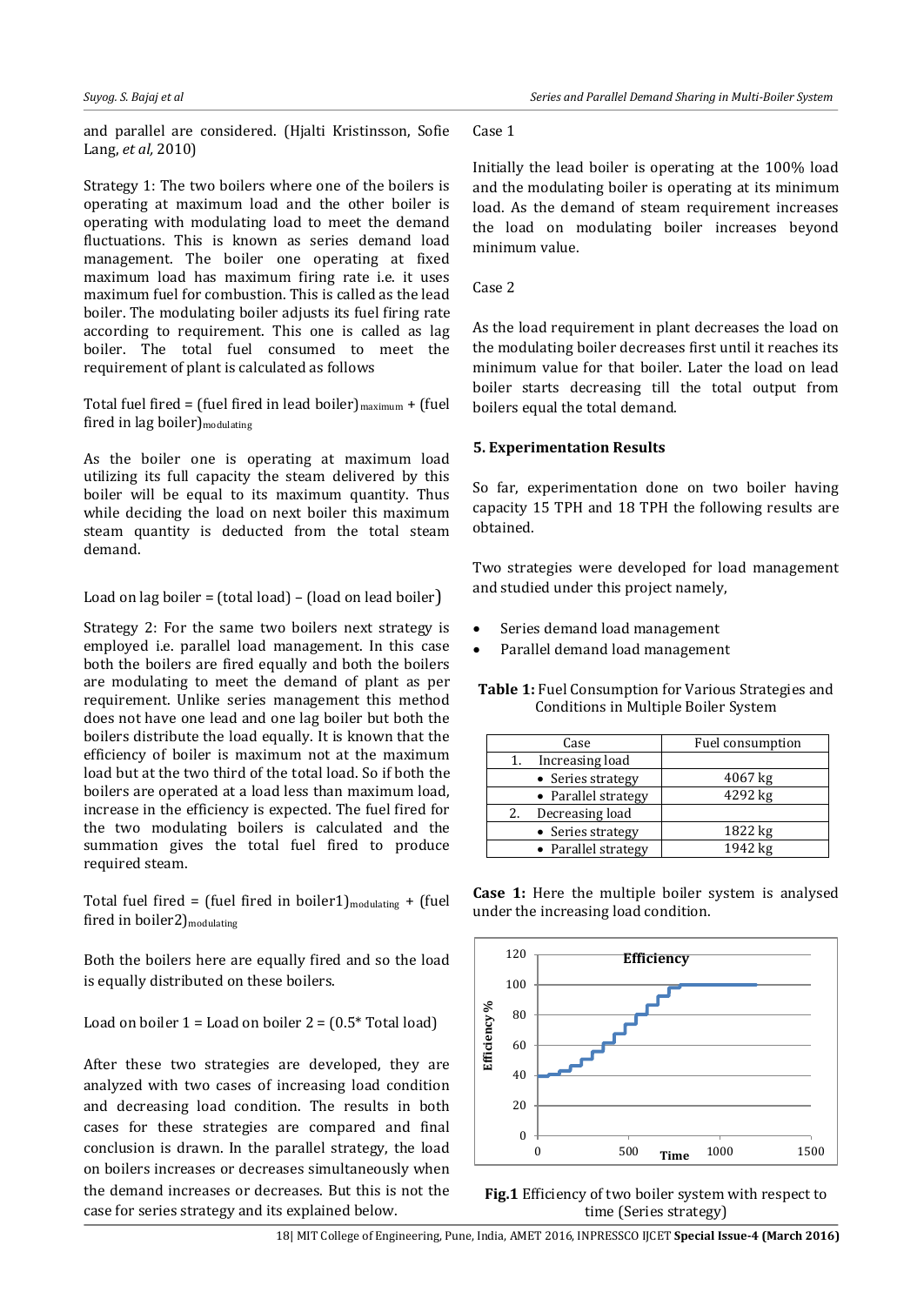and parallel are considered. (Hjalti Kristinsson, Sofie Lang, *et al,* 2010)

Strategy 1: The two boilers where one of the boilers is operating at maximum load and the other boiler is operating with modulating load to meet the demand fluctuations. This is known as series demand load management. The boiler one operating at fixed maximum load has maximum firing rate i.e. it uses maximum fuel for combustion. This is called as the lead boiler. The modulating boiler adjusts its fuel firing rate according to requirement. This one is called as lag boiler. The total fuel consumed to meet the requirement of plant is calculated as follows

Total fuel fired = (fuel fired in lead boiler)$_{maximum}$ + (fuel fired in lag boiler)$_{modulating}$

As the boiler one is operating at maximum load utilizing its full capacity the steam delivered by this boiler will be equal to its maximum quantity. Thus while deciding the load on next boiler this maximum steam quantity is deducted from the total steam demand.

Load on lag boiler = (total load) – (load on lead boiler)

Strategy 2: For the same two boilers next strategy is employed i.e. parallel load management. In this case both the boilers are fired equally and both the boilers are modulating to meet the demand of plant as per requirement. Unlike series management this method does not have one lead and one lag boiler but both the boilers distribute the load equally. It is known that the efficiency of boiler is maximum not at the maximum load but at the two third of the total load. So if both the boilers are operated at a load less than maximum load, increase in the efficiency is expected. The fuel fired by the two modulating boilers is calculated and the summation gives the total fuel fired to produce required steam.

Total fuel fired = (fuel fired in boiler1)$_{modulating}$ + (fuel fired in boiler2)$_{modulating}$

Both the boilers here are equally fired and so the load is equally distributed on these boilers.

Load on boiler 1 = Load on boiler 2 = (0.5* Total load)

After these two strategies are developed, they are analyzed with two cases of increasing load condition and decreasing load condition. The results in both cases for these strategies are compared and final conclusion is drawn. In the parallel strategy, the load on boilers increases or decreases simultaneously when the demand increases or decreases. But this is not the case for series strategy and its explained below.

Case 1

Initially the lead boiler is operating at the 100% load and the modulating boiler is operating at its minimum load. As the demand of steam requirement increases the load on modulating boiler increases beyond minimum value.

Case 2

As the load requirement in plant decreases the load on the modulating boiler decreases first until it reaches its minimum value for that boiler. Later the load on lead boiler starts decreasing till the total output from boilers equal the total demand.

## 5. Experimentation Results

So far, experimentation done on two boiler having capacity 15 TPH and 18 TPH the following results are obtained.

Two strategies were developed for load management and studied under this project namely,

- Series demand load management
- Parallel demand load management

**Table 1:** Fuel Consumption for Various Strategies and Conditions in Multiple Boiler System

| Case | Fuel consumption |
|---|---|
| 1. Increasing load | |
| • Series strategy | 4067 kg |
| • Parallel strategy | 4292 kg |
| 2. Decreasing load | |
| • Series strategy | 1822 kg |
| • Parallel strategy | 1942 kg |

**Case 1:** Here the multiple boiler system is analysed under the increasing load condition.

**Fig.1** Efficiency of two boiler system with respect to time (Series strategy)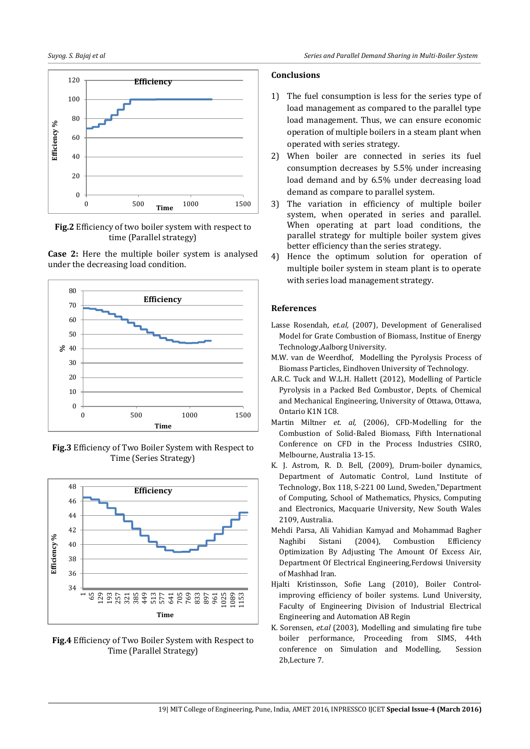Efficiency

Efficiency %

120
100
80
60
40
20
0

0
500
1000
1500

Time

**Fig.2** Efficiency of two boiler system with respect to time (Parallel strategy)

**Case 2:** Here the multiple boiler system is analysed under the decreasing load condition.

Efficiency

%

80
70
60
50
40
30
20
10
0

0
500
1000
1500

Time

**Fig.3** Efficiency of Two Boiler System with Respect to Time (Series Strategy)

Efficiency

Efficiency %

48
46
44
42
40
38
36
34

1
65
129
193
257
321
385
449
513
577
641
705
769
833
897
961
1025
1089
1153

Time

**Fig.4** Efficiency of Two Boiler System with Respect to Time (Parallel Strategy)

## Conclusions

1) The fuel consumption is less for the series type of load management as compared to the parallel type load management. Thus, we can ensure economic operation of multiple boilers in a steam plant when operated with series strategy.
2) When boiler are connected in series its fuel consumption decreases by 5.5% under increasing load demand and by 6.5% under decreasing load demand as compare to parallel system.
3) The variation in efficiency of multiple boiler system, when operated in series and parallel. When operating at part load conditions, the parallel strategy for multiple boiler system gives better efficiency than the series strategy.
4) Hence the optimum solution for operation of multiple boiler system in steam plant is to operate with series load management strategy.

## References

Lasse Rosendah, *et.al,* (2007), Development of Generalised Model for Grate Combustion of Biomass, Institue of Energy Technology,Aalborg University.

M.W. van de Weerdhof, Modelling the Pyrolysis Process of Biomass Particles, Eindhoven University of Technology.

A.R.C. Tuck and W.L.H. Hallett (2012), Modelling of Particle Pyrolysis in a Packed Bed Combustor, Depts. of Chemical and Mechanical Engineering, University of Ottawa, Ottawa, Ontario K1N 1C8.

Martin Miltner *et. al,* (2006), CFD-Modelling for the Combustion of Solid-Baled Biomass, Fifth International Conference on CFD in the Process Industries CSIRO, Melbourne, Australia 13-15.

K. J. Astrom, R. D. Bell, (2009), Drum-boiler dynamics, Department of Automatic Control, Lund Institute of Technology, Box 118, S-221 00 Lund, Sweden,"Department of Computing, School of Mathematics, Physics, Computing and Electronics, Macquarie University, New South Wales 2109, Australia.

Mehdi Parsa, Ali Vahidian Kamyad and Mohammad Bagher Naghibi Sistani (2004), Combustion Efficiency Optimization By Adjusting The Amount Of Excess Air, Department Of Electrical Engineering,Ferdowsi University of Mashhad Iran.

Hjalti Kristinsson, Sofie Lang (2010), Boiler Control-improving efficiency of boiler systems. Lund University, Faculty of Engineering Division of Industrial Electrical Engineering and Automation AB Regin

K. Sorensen, *et.al* (2003), Modelling and simulating fire tube boiler performance, Proceeding from SIMS, 44th conference on Simulation and Modelling, Session 2b,Lecture 7.